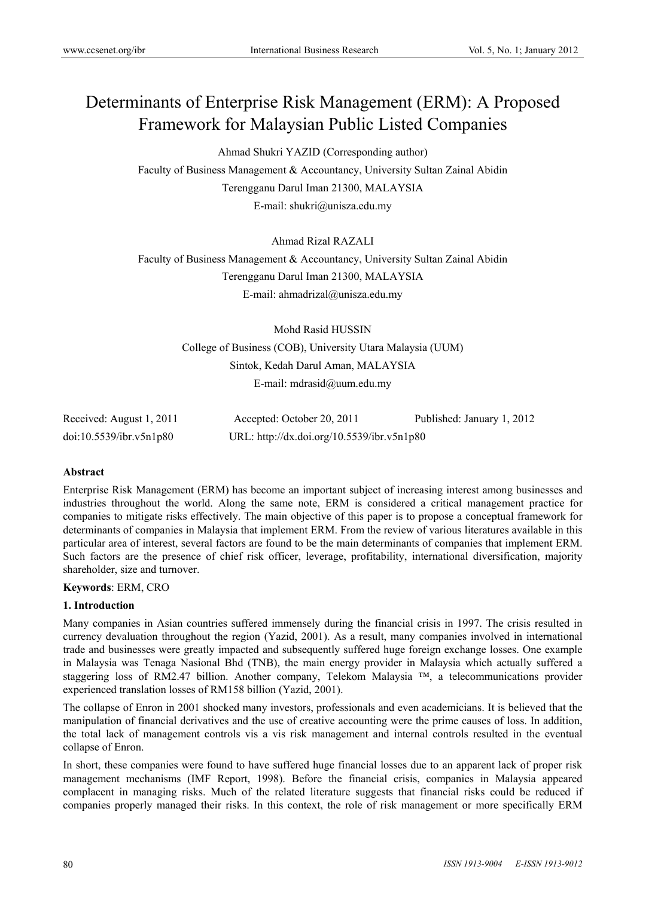# Determinants of Enterprise Risk Management (ERM): A Proposed Framework for Malaysian Public Listed Companies

Ahmad Shukri YAZID (Corresponding author)

Faculty of Business Management & Accountancy, University Sultan Zainal Abidin

Terengganu Darul Iman 21300, MALAYSIA

E-mail: shukri@unisza.edu.my

Ahmad Rizal RAZALI

Faculty of Business Management & Accountancy, University Sultan Zainal Abidin

Terengganu Darul Iman 21300, MALAYSIA

E-mail: ahmadrizal@unisza.edu.my

Mohd Rasid HUSSIN

College of Business (COB), University Utara Malaysia (UUM)

Sintok, Kedah Darul Aman, MALAYSIA

E-mail: mdrasid@uum.edu.my

Received: August 1, 2011 Accepted: October 20, 2011 Published: January 1, 2012

doi:10.5539/ibr.v5n1p80 URL: http://dx.doi.org/10.5539/ibr.v5n1p80

**Abstract**

Enterprise Risk Management (ERM) has become an important subject of increasing interest among businesses and industries throughout the world. Along the same note, ERM is considered a critical management practice for companies to mitigate risks effectively. The main objective of this paper is to propose a conceptual framework for determinants of companies in Malaysia that implement ERM. From the review of various literatures available in this particular area of interest, several factors are found to be the main determinants of companies that implement ERM. Such factors are the presence of chief risk officer, leverage, profitability, international diversification, majority shareholder, size and turnover.

**Keywords**: ERM, CRO

## 1. Introduction

Many companies in Asian countries suffered immensely during the financial crisis in 1997. The crisis resulted in currency devaluation throughout the region (Yazid, 2001). As a result, many companies involved in international trade and businesses were greatly impacted and subsequently suffered huge foreign exchange losses. One example in Malaysia was Tenaga Nasional Bhd (TNB), the main energy provider in Malaysia which actually suffered a staggering loss of RM2.47 billion. Another company, Telekom Malaysia ™, a telecommunications provider experienced translation losses of RM158 billion (Yazid, 2001).

The collapse of Enron in 2001 shocked many investors, professionals and even academicians. It is believed that the manipulation of financial derivatives and the use of creative accounting were the prime causes of loss. In addition, the total lack of management controls vis a vis risk management and internal controls resulted in the eventual collapse of Enron.

In short, these companies were found to have suffered huge financial losses due to an apparent lack of proper risk management mechanisms (IMF Report, 1998). Before the financial crisis, companies in Malaysia appeared complacent in managing risks. Much of the related literature suggests that financial risks could be reduced if companies properly managed their risks. In this context, the role of risk management or more specifically ERM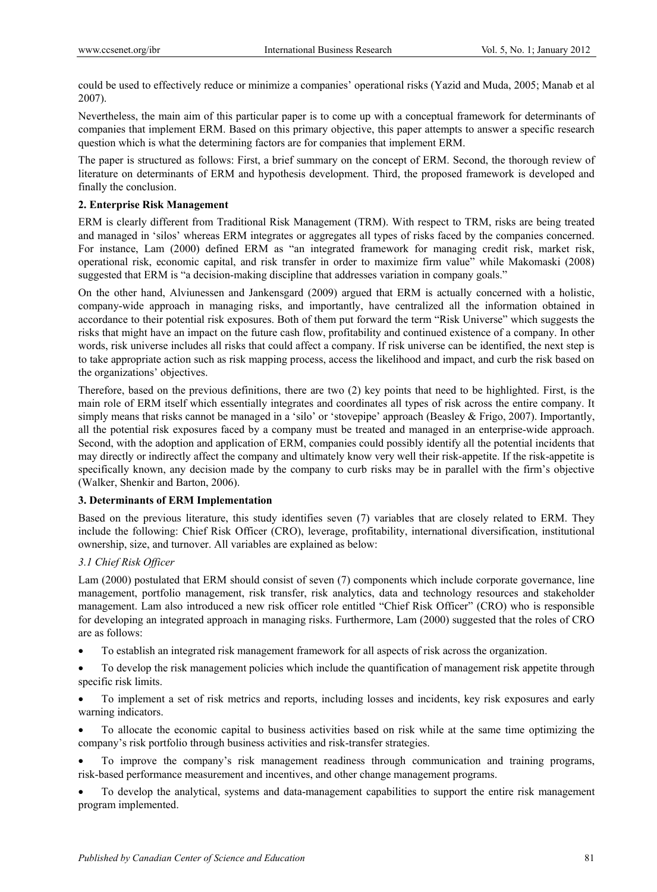could be used to effectively reduce or minimize a companies' operational risks (Yazid and Muda, 2005; Manab et al 2007).

Nevertheless, the main aim of this particular paper is to come up with a conceptual framework for determinants of companies that implement ERM. Based on this primary objective, this paper attempts to answer a specific research question which is what the determining factors are for companies that implement ERM.

The paper is structured as follows: First, a brief summary on the concept of ERM. Second, the thorough review of literature on determinants of ERM and hypothesis development. Third, the proposed framework is developed and finally the conclusion.

## 2. Enterprise Risk Management

ERM is clearly different from Traditional Risk Management (TRM). With respect to TRM, risks are being treated and managed in 'silos' whereas ERM integrates or aggregates all types of risks faced by the companies concerned. For instance, Lam (2000) defined ERM as "an integrated framework for managing credit risk, market risk, operational risk, economic capital, and risk transfer in order to maximize firm value" while Makomaski (2008) suggested that ERM is "a decision-making discipline that addresses variation in company goals."

On the other hand, Alviunessen and Jankensgard (2009) argued that ERM is actually concerned with a holistic, company-wide approach in managing risks, and importantly, have centralized all the information obtained in accordance to their potential risk exposures. Both of them put forward the term "Risk Universe" which suggests the risks that might have an impact on the future cash flow, profitability and continued existence of a company. In other words, risk universe includes all risks that could affect a company. If risk universe can be identified, the next step is to take appropriate action such as risk mapping process, access the likelihood and impact, and curb the risk based on the organizations' objectives.

Therefore, based on the previous definitions, there are two (2) key points that need to be highlighted. First, is the main role of ERM itself which essentially integrates and coordinates all types of risk across the entire company. It simply means that risks cannot be managed in a 'silo' or 'stovepipe' approach (Beasley & Frigo, 2007). Importantly, all the potential risk exposures faced by a company must be treated and managed in an enterprise-wide approach. Second, with the adoption and application of ERM, companies could possibly identify all the potential incidents that may directly or indirectly affect the company and ultimately know very well their risk-appetite. If the risk-appetite is specifically known, any decision made by the company to curb risks may be in parallel with the firm's objective (Walker, Shenkir and Barton, 2006).

## 3. Determinants of ERM Implementation

Based on the previous literature, this study identifies seven (7) variables that are closely related to ERM. They include the following: Chief Risk Officer (CRO), leverage, profitability, international diversification, institutional ownership, size, and turnover. All variables are explained as below:

### *3.1 Chief Risk Officer*

Lam (2000) postulated that ERM should consist of seven (7) components which include corporate governance, line management, portfolio management, risk transfer, risk analytics, data and technology resources and stakeholder management. Lam also introduced a new risk officer role entitled "Chief Risk Officer" (CRO) who is responsible for developing an integrated approach in managing risks. Furthermore, Lam (2000) suggested that the roles of CRO are as follows:

- To establish an integrated risk management framework for all aspects of risk across the organization.
- To develop the risk management policies which include the quantification of management risk appetite through specific risk limits.
- To implement a set of risk metrics and reports, including losses and incidents, key risk exposures and early warning indicators.
- To allocate the economic capital to business activities based on risk while at the same time optimizing the company's risk portfolio through business activities and risk-transfer strategies.
- To improve the company's risk management readiness through communication and training programs, risk-based performance measurement and incentives, and other change management programs.
- To develop the analytical, systems and data-management capabilities to support the entire risk management program implemented.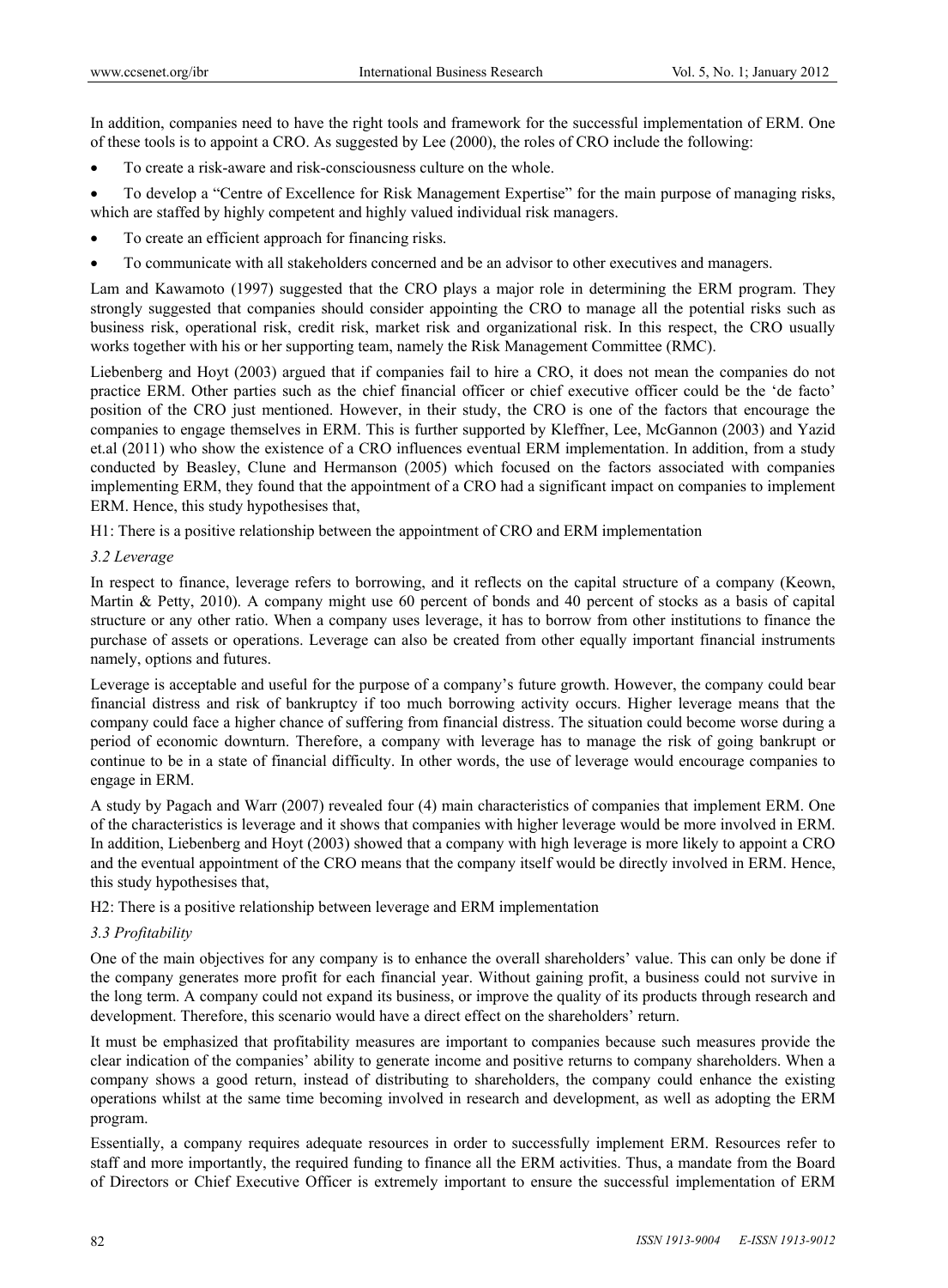In addition, companies need to have the right tools and framework for the successful implementation of ERM. One of these tools is to appoint a CRO. As suggested by Lee (2000), the roles of CRO include the following:

- To create a risk-aware and risk-consciousness culture on the whole.
- To develop a "Centre of Excellence for Risk Management Expertise" for the main purpose of managing risks, which are staffed by highly competent and highly valued individual risk managers.
- To create an efficient approach for financing risks.
- To communicate with all stakeholders concerned and be an advisor to other executives and managers.

Lam and Kawamoto (1997) suggested that the CRO plays a major role in determining the ERM program. They strongly suggested that companies should consider appointing the CRO to manage all the potential risks such as business risk, operational risk, credit risk, market risk and organizational risk. In this respect, the CRO usually works together with his or her supporting team, namely the Risk Management Committee (RMC).

Liebenberg and Hoyt (2003) argued that if companies fail to hire a CRO, it does not mean the companies do not practice ERM. Other parties such as the chief financial officer or chief executive officer could be the 'de facto' position of the CRO just mentioned. However, in their study, the CRO is one of the factors that encourage the companies to engage themselves in ERM. This is further supported by Kleffner, Lee, McGannon (2003) and Yazid et.al (2011) who show the existence of a CRO influences eventual ERM implementation. In addition, from a study conducted by Beasley, Clune and Hermanson (2005) which focused on the factors associated with companies implementing ERM, they found that the appointment of a CRO had a significant impact on companies to implement ERM. Hence, this study hypothesises that,

H1: There is a positive relationship between the appointment of CRO and ERM implementation

### *3.2 Leverage*

In respect to finance, leverage refers to borrowing, and it reflects on the capital structure of a company (Keown, Martin & Petty, 2010). A company might use 60 percent of bonds and 40 percent of stocks as a basis of capital structure or any other ratio. When a company uses leverage, it has to borrow from other institutions to finance the purchase of assets or operations. Leverage can also be created from other equally important financial instruments namely, options and futures.

Leverage is acceptable and useful for the purpose of a company's future growth. However, the company could bear financial distress and risk of bankruptcy if too much borrowing activity occurs. Higher leverage means that the company could face a higher chance of suffering from financial distress. The situation could become worse during a period of economic downturn. Therefore, a company with leverage has to manage the risk of going bankrupt or continue to be in a state of financial difficulty. In other words, the use of leverage would encourage companies to engage in ERM.

A study by Pagach and Warr (2007) revealed four (4) main characteristics of companies that implement ERM. One of the characteristics is leverage and it shows that companies with higher leverage would be more involved in ERM. In addition, Liebenberg and Hoyt (2003) showed that a company with high leverage is more likely to appoint a CRO and the eventual appointment of the CRO means that the company itself would be directly involved in ERM. Hence, this study hypothesises that,

H2: There is a positive relationship between leverage and ERM implementation

### *3.3 Profitability*

One of the main objectives for any company is to enhance the overall shareholders' value. This can only be done if the company generates more profit for each financial year. Without gaining profit, a business could not survive in the long term. A company could not expand its business, or improve the quality of its products through research and development. Therefore, this scenario would have a direct effect on the shareholders' return.

It must be emphasized that profitability measures are important to companies because such measures provide the clear indication of the companies' ability to generate income and positive returns to company shareholders. When a company shows a good return, instead of distributing to shareholders, the company could enhance the existing operations whilst at the same time becoming involved in research and development, as well as adopting the ERM program.

Essentially, a company requires adequate resources in order to successfully implement ERM. Resources refer to staff and more importantly, the required funding to finance all the ERM activities. Thus, a mandate from the Board of Directors or Chief Executive Officer is extremely important to ensure the successful implementation of ERM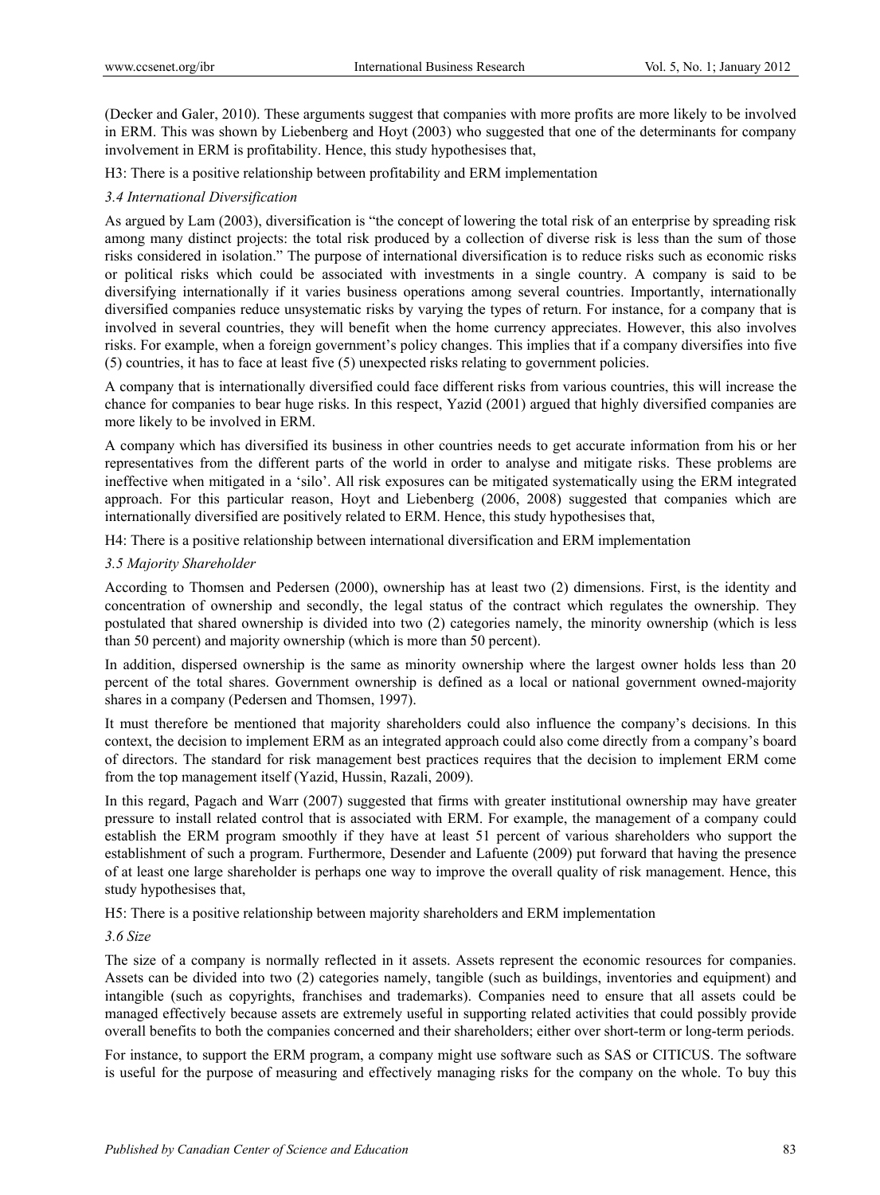(Decker and Galer, 2010). These arguments suggest that companies with more profits are more likely to be involved in ERM. This was shown by Liebenberg and Hoyt (2003) who suggested that one of the determinants for company involvement in ERM is profitability. Hence, this study hypothesises that,

H3: There is a positive relationship between profitability and ERM implementation

### *3.4 International Diversification*

As argued by Lam (2003), diversification is "the concept of lowering the total risk of an enterprise by spreading risk among many distinct projects: the total risk produced by a collection of diverse risk is less than the sum of those risks considered in isolation." The purpose of international diversification is to reduce risks such as economic risks or political risks which could be associated with investments in a single country. A company is said to be diversifying internationally if it varies business operations among several countries. Importantly, internationally diversified companies reduce unsystematic risks by varying the types of return. For instance, for a company that is involved in several countries, they will benefit when the home currency appreciates. However, this also involves risks. For example, when a foreign government's policy changes. This implies that if a company diversifies into five (5) countries, it has to face at least five (5) unexpected risks relating to government policies.

A company that is internationally diversified could face different risks from various countries, this will increase the chance for companies to bear huge risks. In this respect, Yazid (2001) argued that highly diversified companies are more likely to be involved in ERM.

A company which has diversified its business in other countries needs to get accurate information from his or her representatives from the different parts of the world in order to analyse and mitigate risks. These problems are ineffective when mitigated in a 'silo'. All risk exposures can be mitigated systematically using the ERM integrated approach. For this particular reason, Hoyt and Liebenberg (2006, 2008) suggested that companies which are internationally diversified are positively related to ERM. Hence, this study hypothesises that,

H4: There is a positive relationship between international diversification and ERM implementation

### *3.5 Majority Shareholder*

According to Thomsen and Pedersen (2000), ownership has at least two (2) dimensions. First, is the identity and concentration of ownership and secondly, the legal status of the contract which regulates the ownership. They postulated that shared ownership is divided into two (2) categories namely, the minority ownership (which is less than 50 percent) and majority ownership (which is more than 50 percent).

In addition, dispersed ownership is the same as minority ownership where the largest owner holds less than 20 percent of the total shares. Government ownership is defined as a local or national government owned-majority shares in a company (Pedersen and Thomsen, 1997).

It must therefore be mentioned that majority shareholders could also influence the company's decisions. In this context, the decision to implement ERM as an integrated approach could also come directly from a company's board of directors. The standard for risk management best practices requires that the decision to implement ERM come from the top management itself (Yazid, Hussin, Razali, 2009).

In this regard, Pagach and Warr (2007) suggested that firms with greater institutional ownership may have greater pressure to install related control that is associated with ERM. For example, the management of a company could establish the ERM program smoothly if they have at least 51 percent of various shareholders who support the establishment of such a program. Furthermore, Desender and Lafuente (2009) put forward that having the presence of at least one large shareholder is perhaps one way to improve the overall quality of risk management. Hence, this study hypothesises that,

H5: There is a positive relationship between majority shareholders and ERM implementation

### *3.6 Size*

The size of a company is normally reflected in it assets. Assets represent the economic resources for companies. Assets can be divided into two (2) categories namely, tangible (such as buildings, inventories and equipment) and intangible (such as copyrights, franchises and trademarks). Companies need to ensure that all assets could be managed effectively because assets are extremely useful in supporting related activities that could possibly provide overall benefits to both the companies concerned and their shareholders; either over short-term or long-term periods.

For instance, to support the ERM program, a company might use software such as SAS or CITICUS. The software is useful for the purpose of measuring and effectively managing risks for the company on the whole. To buy this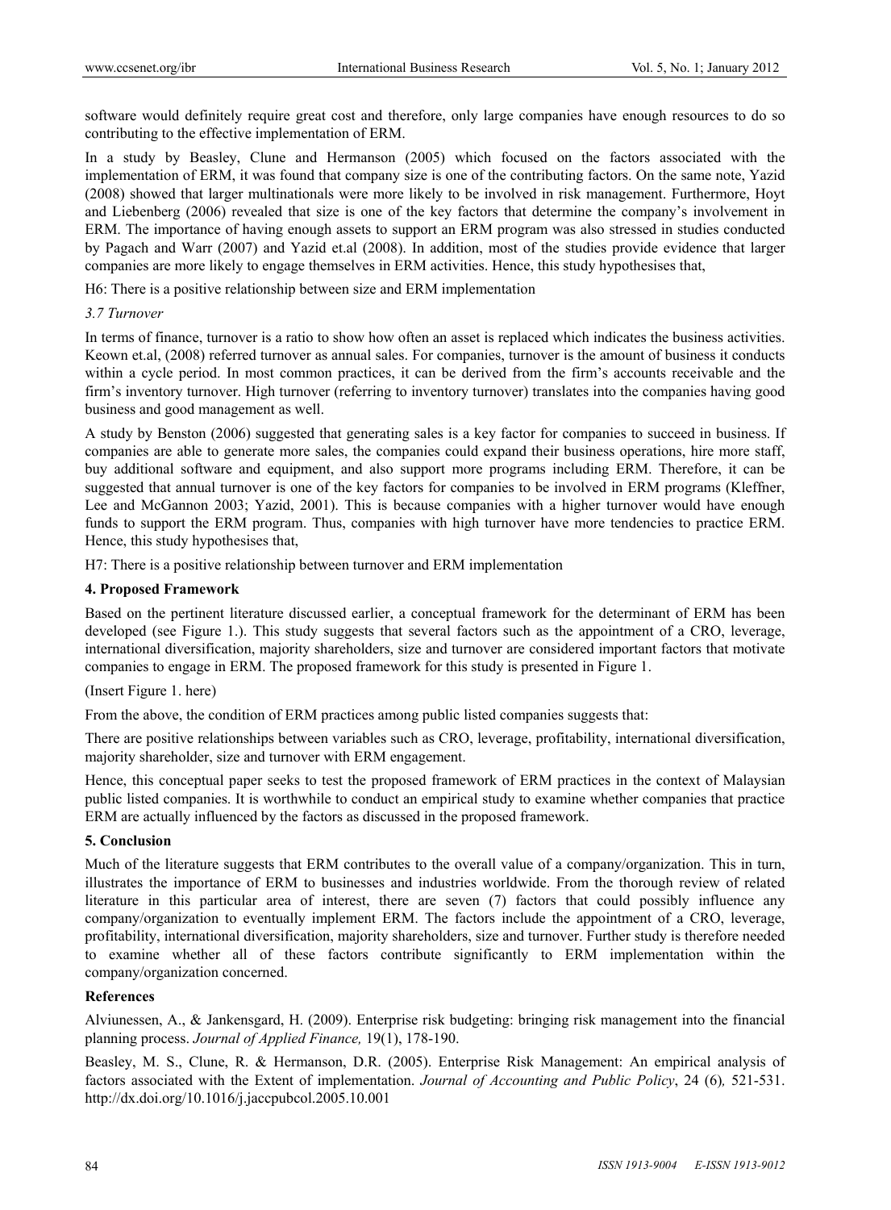software would definitely require great cost and therefore, only large companies have enough resources to do so contributing to the effective implementation of ERM.

In a study by Beasley, Clune and Hermanson (2005) which focused on the factors associated with the implementation of ERM, it was found that company size is one of the contributing factors. On the same note, Yazid (2008) showed that larger multinationals were more likely to be involved in risk management. Furthermore, Hoyt and Liebenberg (2006) revealed that size is one of the key factors that determine the company's involvement in ERM. The importance of having enough assets to support an ERM program was also stressed in studies conducted by Pagach and Warr (2007) and Yazid et.al (2008). In addition, most of the studies provide evidence that larger companies are more likely to engage themselves in ERM activities. Hence, this study hypothesises that,

H6: There is a positive relationship between size and ERM implementation

### *3.7 Turnover*

In terms of finance, turnover is a ratio to show how often an asset is replaced which indicates the business activities. Keown et.al, (2008) referred turnover as annual sales. For companies, turnover is the amount of business it conducts within a cycle period. In most common practices, it can be derived from the firm's accounts receivable and the firm's inventory turnover. High turnover (referring to inventory turnover) translates into the companies having good business and good management as well.

A study by Benston (2006) suggested that generating sales is a key factor for companies to succeed in business. If companies are able to generate more sales, the companies could expand their business operations, hire more staff, buy additional software and equipment, and also support more programs including ERM. Therefore, it can be suggested that annual turnover is one of the key factors for companies to be involved in ERM programs (Kleffner, Lee and McGannon 2003; Yazid, 2001). This is because companies with a higher turnover would have enough funds to support the ERM program. Thus, companies with high turnover have more tendencies to practice ERM. Hence, this study hypothesises that,

H7: There is a positive relationship between turnover and ERM implementation

## **4. Proposed Framework**

Based on the pertinent literature discussed earlier, a conceptual framework for the determinant of ERM has been developed (see Figure 1.). This study suggests that several factors such as the appointment of a CRO, leverage, international diversification, majority shareholders, size and turnover are considered important factors that motivate companies to engage in ERM. The proposed framework for this study is presented in Figure 1.

(Insert Figure 1. here)

From the above, the condition of ERM practices among public listed companies suggests that:

There are positive relationships between variables such as CRO, leverage, profitability, international diversification, majority shareholder, size and turnover with ERM engagement.

Hence, this conceptual paper seeks to test the proposed framework of ERM practices in the context of Malaysian public listed companies. It is worthwhile to conduct an empirical study to examine whether companies that practice ERM are actually influenced by the factors as discussed in the proposed framework.

## **5. Conclusion**

Much of the literature suggests that ERM contributes to the overall value of a company/organization. This in turn, illustrates the importance of ERM to businesses and industries worldwide. From the thorough review of related literature in this particular area of interest, there are seven (7) factors that could possibly influence any company/organization to eventually implement ERM. The factors include the appointment of a CRO, leverage, profitability, international diversification, majority shareholders, size and turnover. Further study is therefore needed to examine whether all of these factors contribute significantly to ERM implementation within the company/organization concerned.

## **References**

Alviunessen, A., & Jankensgard, H. (2009). Enterprise risk budgeting: bringing risk management into the financial planning process. *Journal of Applied Finance,* 19(1), 178-190.

Beasley, M. S., Clune, R. & Hermanson, D.R. (2005). Enterprise Risk Management: An empirical analysis of factors associated with the Extent of implementation. *Journal of Accounting and Public Policy*, 24 (6)*,* 521-531. http://dx.doi.org/10.1016/j.jaccpubcol.2005.10.001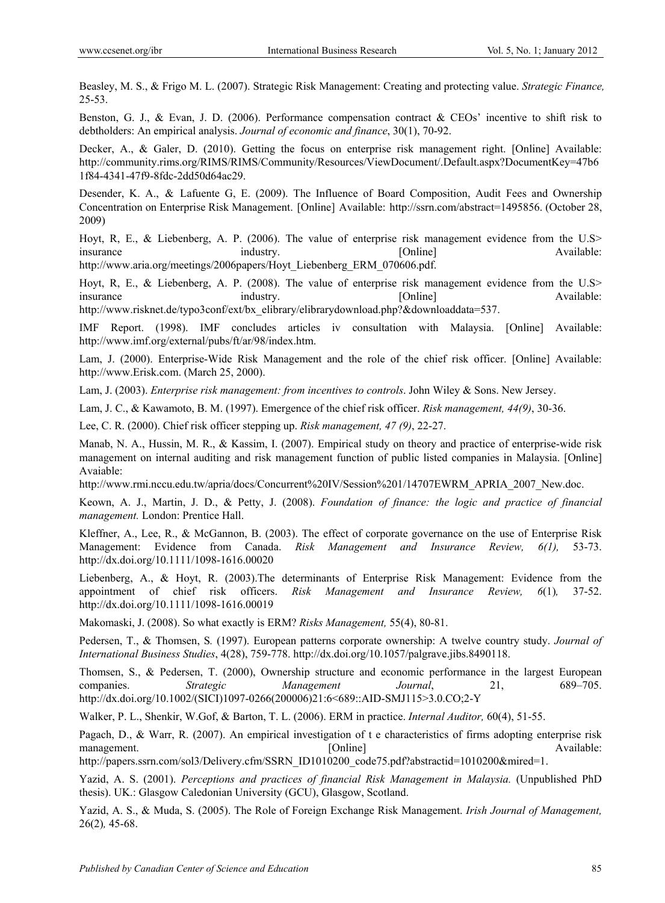Beasley, M. S., & Frigo M. L. (2007). Strategic Risk Management: Creating and protecting value. *Strategic Finance,* 25-53.

Benston, G. J., & Evan, J. D. (2006). Performance compensation contract & CEOs' incentive to shift risk to debtholders: An empirical analysis. *Journal of economic and finance*, 30(1), 70-92.

Decker, A., & Galer, D. (2010). Getting the focus on enterprise risk management right. [Online] Available: http://community.rims.org/RIMS/RIMS/Community/Resources/ViewDocument/.Default.aspx?DocumentKey=47b61f84-4341-47f9-8fdc-2dd50d64ac29.

Desender, K. A., & Lafuente G, E. (2009). The Influence of Board Composition, Audit Fees and Ownership Concentration on Enterprise Risk Management. [Online] Available: http://ssrn.com/abstract=1495856. (October 28, 2009)

Hoyt, R, E., & Liebenberg, A. P. (2006). The value of enterprise risk management evidence from the U.S> insurance industry. [Online] Available: http://www.aria.org/meetings/2006papers/Hoyt_Liebenberg_ERM_070606.pdf.

Hoyt, R, E., & Liebenberg, A. P. (2008). The value of enterprise risk management evidence from the U.S> insurance industry. [Online] Available: http://www.risknet.de/typo3conf/ext/bx_elibrary/elibrarydownload.php?&downloaddata=537.

IMF Report. (1998). IMF concludes articles iv consultation with Malaysia. [Online] Available: http://www.imf.org/external/pubs/ft/ar/98/index.htm.

Lam, J. (2000). Enterprise-Wide Risk Management and the role of the chief risk officer. [Online] Available: http://www.Erisk.com. (March 25, 2000).

Lam, J. (2003). *Enterprise risk management: from incentives to controls*. John Wiley & Sons. New Jersey.

Lam, J. C., & Kawamoto, B. M. (1997). Emergence of the chief risk officer. *Risk management, 44(9)*, 30-36.

Lee, C. R. (2000). Chief risk officer stepping up. *Risk management, 47 (9)*, 22-27.

Manab, N. A., Hussin, M. R., & Kassim, I. (2007). Empirical study on theory and practice of enterprise-wide risk management on internal auditing and risk management function of public listed companies in Malaysia. [Online] Avaiable: http://www.rmi.nccu.edu.tw/apria/docs/Concurrent%20IV/Session%201/14707EWRM_APRIA_2007_New.doc.

Keown, A. J., Martin, J. D., & Petty, J. (2008). *Foundation of finance: the logic and practice of financial management.* London: Prentice Hall.

Kleffner, A., Lee, R., & McGannon, B. (2003). The effect of corporate governance on the use of Enterprise Risk Management: Evidence from Canada. *Risk Management and Insurance Review, 6(1),* 53-73. http://dx.doi.org/10.1111/1098-1616.00020

Liebenberg, A., & Hoyt, R. (2003).The determinants of Enterprise Risk Management: Evidence from the appointment of chief risk officers. *Risk Management and Insurance Review, 6*(1)*,* 37-52. http://dx.doi.org/10.1111/1098-1616.00019

Makomaski, J. (2008). So what exactly is ERM? *Risks Management,* 55(4), 80-81.

Pedersen, T., & Thomsen, S*.* (1997). European patterns corporate ownership: A twelve country study. *Journal of International Business Studies*, 4(28), 759-778. http://dx.doi.org/10.1057/palgrave.jibs.8490118.

Thomsen, S., & Pedersen, T. (2000), Ownership structure and economic performance in the largest European companies. *Strategic Management Journal*, 21, 689–705. http://dx.doi.org/10.1002/(SICI)1097-0266(200006)21:6<689::AID-SMJ115>3.0.CO;2-Y

Walker, P. L., Shenkir, W.Gof, & Barton, T. L. (2006). ERM in practice. *Internal Auditor,* 60(4), 51-55.

Pagach, D., & Warr, R. (2007). An empirical investigation of t e characteristics of firms adopting enterprise risk management. [Online] Available: http://papers.ssrn.com/sol3/Delivery.cfm/SSRN_ID1010200_code75.pdf?abstractid=1010200&mired=1.

Yazid, A. S. (2001). *Perceptions and practices of financial Risk Management in Malaysia.* (Unpublished PhD thesis). UK.: Glasgow Caledonian University (GCU), Glasgow, Scotland.

Yazid, A. S., & Muda, S. (2005). The Role of Foreign Exchange Risk Management. *Irish Journal of Management,* 26(2)*,* 45-68.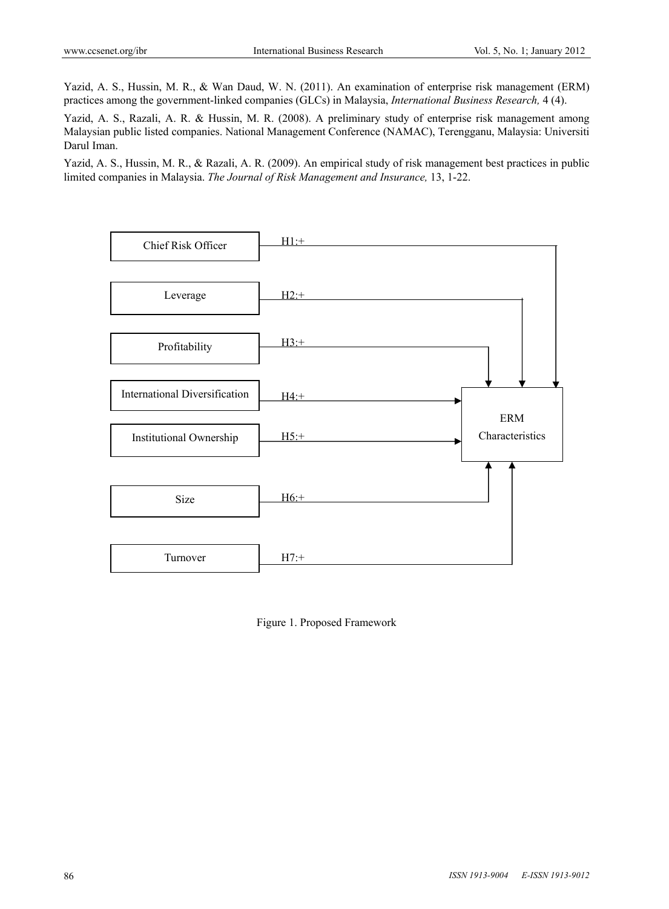Yazid, A. S., Hussin, M. R., & Wan Daud, W. N. (2011). An examination of enterprise risk management (ERM) practices among the government-linked companies (GLCs) in Malaysia, *International Business Research,* 4 (4).

Yazid, A. S., Razali, A. R. & Hussin, M. R. (2008). A preliminary study of enterprise risk management among Malaysian public listed companies. National Management Conference (NAMAC), Terengganu, Malaysia: Universiti Darul Iman.

Yazid, A. S., Hussin, M. R., & Razali, A. R. (2009). An empirical study of risk management best practices in public limited companies in Malaysia. *The Journal of Risk Management and Insurance,* 13, 1-22.

Chief Risk Officer

H1:+

Leverage

H2:+

Profitability

H3:+

International Diversification

H4:+

Institutional Ownership

H5:+

Size

H6:+

Turnover

H7:+

ERM Characteristics

Figure 1. Proposed Framework